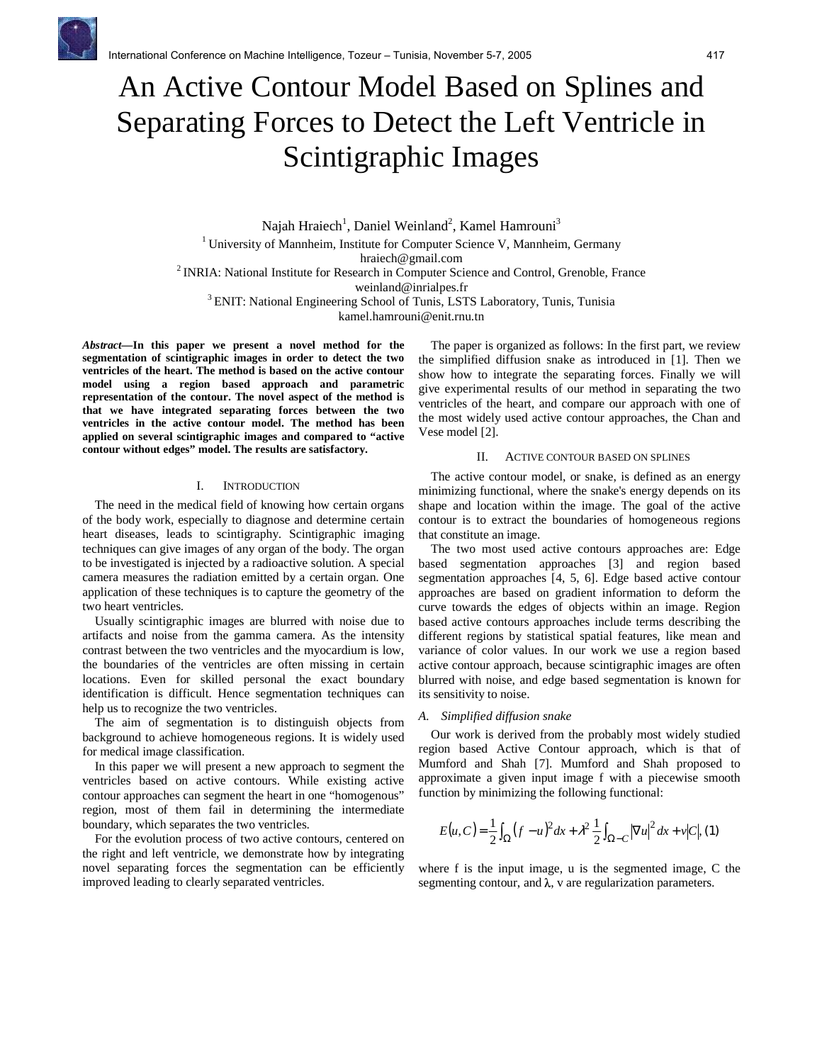# An Active Contour Model Based on Splines and Separating Forces to Detect the Left Ventricle in Scintigraphic Images

Najah Hraiech[1], Daniel Weinland[2], Kamel Hamrouni[3]

[1] University of Mannheim, Institute for Computer Science V, Mannheim, Germany
hraiech@gmail.com
[2] INRIA: National Institute for Research in Computer Science and Control, Grenoble, France
weinland@inrialpes.fr
[3] ENIT: National Engineering School of Tunis, LSTS Laboratory, Tunis, Tunisia
kamel.hamrouni@enit.rnu.tn

***Abstract*—In this paper we present a novel method for the segmentation of scintigraphic images in order to detect the two ventricles of the heart. The method is based on the active contour model using a region based approach and parametric representation of the contour. The novel aspect of the method is that we have integrated separating forces between the two ventricles in the active contour model. The method has been applied on several scintigraphic images and compared to "active contour without edges" model. The results are satisfactory.**

## I. Introduction

The need in the medical field of knowing how certain organs of the body work, especially to diagnose and determine certain heart diseases, leads to scintigraphy. Scintigraphic imaging techniques can give images of any organ of the body. The organ to be investigated is injected by a radioactive solution. A special camera measures the radiation emitted by a certain organ. One application of these techniques is to capture the geometry of the two heart ventricles.

Usually scintigraphic images are blurred with noise due to artifacts and noise from the gamma camera. As the intensity contrast between the two ventricles and the myocardium is low, the boundaries of the ventricles are often missing in certain locations. Even for skilled personal the exact boundary identification is difficult. Hence segmentation techniques can help us to recognize the two ventricles.

The aim of segmentation is to distinguish objects from background to achieve homogeneous regions. It is widely used for medical image classification.

In this paper we will present a new approach to segment the ventricles based on active contours. While existing active contour approaches can segment the heart in one "homogenous" region, most of them fail in determining the intermediate boundary, which separates the two ventricles.

For the evolution process of two active contours, centered on the right and left ventricle, we demonstrate how by integrating novel separating forces the segmentation can be efficiently improved leading to clearly separated ventricles.

The paper is organized as follows: In the first part, we review the simplified diffusion snake as introduced in [1]. Then we show how to integrate the separating forces. Finally we will give experimental results of our method in separating the two ventricles of the heart, and compare our approach with one of the most widely used active contour approaches, the Chan and Vese model [2].

## II. Active contour based on splines

The active contour model, or snake, is defined as an energy minimizing functional, where the snake's energy depends on its shape and location within the image. The goal of the active contour is to extract the boundaries of homogeneous regions that constitute an image.

The two most used active contours approaches are: Edge based segmentation approaches [3] and region based segmentation approaches [4, 5, 6]. Edge based active contour approaches are based on gradient information to deform the curve towards the edges of objects within an image. Region based active contours approaches include terms describing the different regions by statistical spatial features, like mean and variance of color values. In our work we use a region based active contour approach, because scintigraphic images are often blurred with noise, and edge based segmentation is known for its sensitivity to noise.

### *A. Simplified diffusion snake*

Our work is derived from the probably most widely studied region based Active Contour approach, which is that of Mumford and Shah [7]. Mumford and Shah proposed to approximate a given input image f with a piecewise smooth function by minimizing the following functional:

$$E(u,C) = \frac{1}{2}\int_{\Omega}(f-u)^2 dx + \lambda^2 \frac{1}{2}\int_{\Omega - C}|\nabla u|^2 dx + v|C|, \quad (1)$$

where f is the input image, u is the segmented image, C the segmenting contour, and $\lambda$, v are regularization parameters.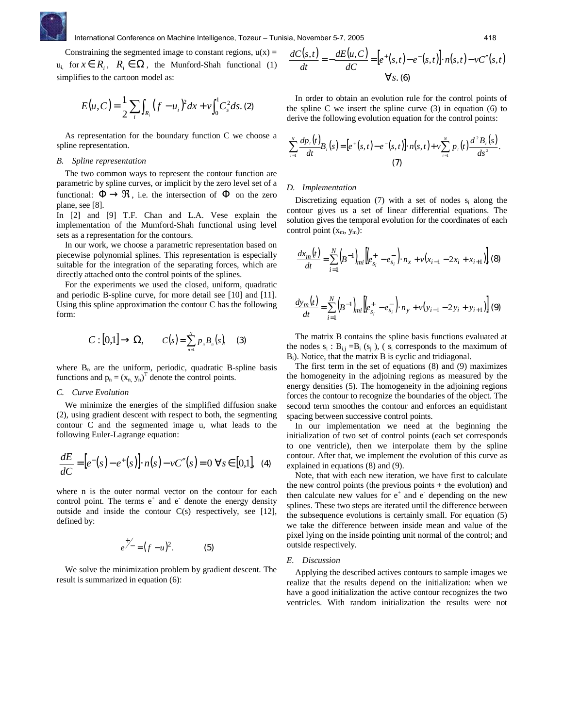Constraining the segmented image to constant regions, $u(x) = u_i$, for $x \in R_i$, $R_i \in \Omega$, the Munford-Shah functional (1) simplifies to the cartoon model as:

$$E(u,C) = \frac{1}{2}\sum_i \int_{R_i} (f - u_i)^2 dx + \nu \int_0^1 C_s^2 ds. \quad (2)$$

As representation for the boundary function C we choose a spline representation.

### B. Spline representation

The two common ways to represent the contour function are parametric by spline curves, or implicit by the zero level set of a functional: $\Phi \rightarrow \Re$, i.e. the intersection of $\Phi$ on the zero plane, see [8].

In [2] and [9] T.F. Chan and L.A. Vese explain the implementation of the Mumford-Shah functional using level sets as a representation for the contours.

In our work, we choose a parametric representation based on piecewise polynomial splines. This representation is especially suitable for the integration of the separating forces, which are directly attached onto the control points of the splines.

For the experiments we used the closed, uniform, quadratic and periodic B-spline curve, for more detail see [10] and [11]. Using this spline approximation the contour C has the following form:

$$C : [0,1] \rightarrow \Omega, \qquad C(s) = \sum_{n=1}^{N} p_n B_n(s), \quad (3)$$

where $B_n$ are the uniform, periodic, quadratic B-spline basis functions and $p_n = (x_n, y_n)^T$ denote the control points.

### C. Curve Evolution

We minimize the energies of the simplified diffusion snake (2), using gradient descent with respect to both, the segmenting contour C and the segmented image u, what leads to the following Euler-Lagrange equation:

$$\frac{dE}{dC} = \left[e^-(s) - e^+(s)\right] \cdot n(s) - \nu C''(s) = 0 \ \forall s \in [0,1], \quad (4)$$

where n is the outer normal vector on the contour for each control point. The terms $e^+$ and $e^-$ denote the energy density outside and inside the contour C(s) respectively, see [12], defined by:

$$e^{+/-} = (f - u)^2. \quad (5)$$

We solve the minimization problem by gradient descent. The result is summarized in equation (6):

$$\frac{dC(s,t)}{dt} = -\frac{dE(u,C)}{dC} = \left[e^+(s,t) - e^-(s,t)\right] \cdot n(s,t) - \nu C''(s,t) \quad \forall s. \quad (6)$$

In order to obtain an evolution rule for the control points of the spline C we insert the spline curve (3) in equation (6) to derive the following evolution equation for the control points:

$$\sum_{i=1}^{N} \frac{dp_i(t)}{dt} B_i(s) = \left[e^+(s,t) - e^-(s,t)\right] \cdot n(s,t) + \nu \sum_{i=1}^{N} p_i(t) \frac{d^2 B_i(s)}{ds^2}. \quad (7)$$

### D. Implementation

Discretizing equation (7) with a set of nodes $s_i$ along the contour gives us a set of linear differential equations. The solution gives the temporal evolution for the coordinates of each control point $(x_m, y_m)$:

$$\frac{dx_m(t)}{dt} = \sum_{i=1}^{N} \left(B^{-1}\right)_{mi} \left[\left(e_{s_i}^+ - e_{s_i}^-\right) \cdot n_x + \nu\left(x_{i-1} - 2x_i + x_{i+1}\right)\right] \quad (8)$$

$$\frac{dy_m(t)}{dt} = \sum_{i=1}^{N} \left(B^{-1}\right)_{mi} \left[\left(e_{s_i}^+ - e_{s_i}^-\right) \cdot n_y + \nu\left(y_{i-1} - 2y_i + y_{i+1}\right)\right] \quad (9)$$

The matrix B contains the spline basis functions evaluated at the nodes $s_i$ : $B_{i,j} = B_i(s_j)$, ( $s_i$ corresponds to the maximum of $B_i$). Notice, that the matrix B is cyclic and tridiagonal.

The first term in the set of equations (8) and (9) maximizes the homogeneity in the adjoining regions as measured by the energy densities (5). The homogeneity in the adjoining regions forces the contour to recognize the boundaries of the object. The second term smoothes the contour and enforces an equidistant spacing between successive control points.

In our implementation we need at the beginning the initialization of two set of control points (each set corresponds to one ventricle), then we interpolate them by the spline contour. After that, we implement the evolution of this curve as explained in equations (8) and (9).

Note, that with each new iteration, we have first to calculate the new control points (the previous points + the evolution) and then calculate new values for $e^+$ and $e^-$ depending on the new splines. These two steps are iterated until the difference between the subsequence evolutions is certainly small. For equation (5) we take the difference between inside mean and value of the pixel lying on the inside pointing unit normal of the control; and outside respectively.

### E. Discussion

Applying the described actives contours to sample images we realize that the results depend on the initialization: when we have a good initialization the active contour recognizes the two ventricles. With random initialization the results were not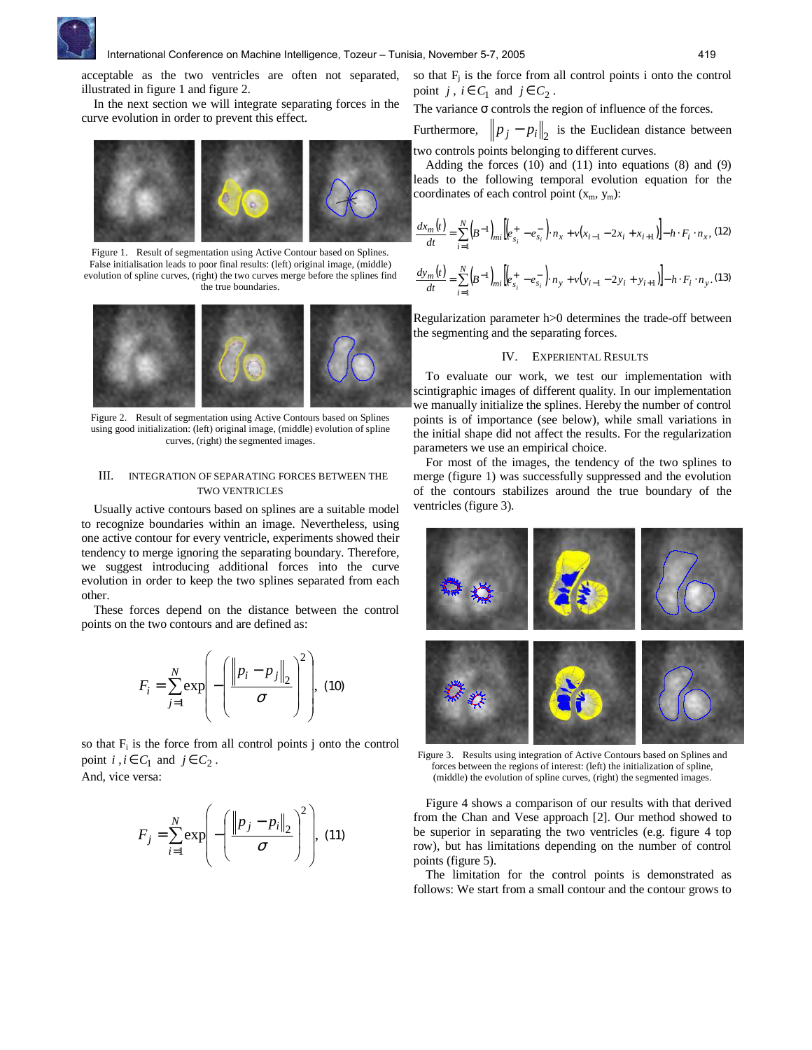acceptable as the two ventricles are often not separated, illustrated in figure 1 and figure 2.

In the next section we will integrate separating forces in the curve evolution in order to prevent this effect.

Figure 1. Result of segmentation using Active Contour based on Splines. False initialisation leads to poor final results: (left) original image, (middle) evolution of spline curves, (right) the two curves merge before the splines find the true boundaries.

Figure 2. Result of segmentation using Active Contours based on Splines using good initialization: (left) original image, (middle) evolution of spline curves, (right) the segmented images.

## III. Integration of Separating Forces Between the Two Ventricles

Usually active contours based on splines are a suitable model to recognize boundaries within an image. Nevertheless, using one active contour for every ventricle, experiments showed their tendency to merge ignoring the separating boundary. Therefore, we suggest introducing additional forces into the curve evolution in order to keep the two splines separated from each other.

These forces depend on the distance between the control points on the two contours and are defined as:

$$F_i = \sum_{j=1}^{N} \exp\left( -\left( \frac{\left\| p_i - p_j \right\|_2}{\sigma} \right)^2 \right), \quad (10)$$

so that $F_i$ is the force from all control points j onto the control point $i$, $i \in C_1$ and $j \in C_2$.

And, vice versa:

$$F_j = \sum_{i=1}^{N} \exp\left( -\left( \frac{\left\| p_j - p_i \right\|_2}{\sigma} \right)^2 \right), \quad (11)$$

so that $F_j$ is the force from all control points i onto the control point $j$, $i \in C_1$ and $j \in C_2$.

The variance σ controls the region of influence of the forces.

Furthermore, $\left\| p_j - p_i \right\|_2$ is the Euclidean distance between two controls points belonging to different curves.

Adding the forces (10) and (11) into equations (8) and (9) leads to the following temporal evolution equation for the coordinates of each control point $(x_m, y_m)$:

$$\frac{dx_m(t)}{dt} = \sum_{i=1}^{N} \left(B^{-1}\right)_{mi} \left[ \left( e_{s_i}^{+} - e_{s_i}^{-} \right) \cdot n_x + v\left( x_{i-1} - 2x_i + x_{i+1} \right) \right] - h \cdot F_i \cdot n_x, \quad (12)$$

$$\frac{dy_m(t)}{dt} = \sum_{i=1}^{N} \left(B^{-1}\right)_{mi} \left[ \left( e_{s_i}^{+} - e_{s_i}^{-} \right) \cdot n_y + v\left( y_{i-1} - 2y_i + y_{i+1} \right) \right] - h \cdot F_i \cdot n_y. \quad (13)$$

Regularization parameter h>0 determines the trade-off between the segmenting and the separating forces.

## IV. Experiental Results

To evaluate our work, we test our implementation with scintigraphic images of different quality. In our implementation we manually initialize the splines. Hereby the number of control points is of importance (see below), while small variations in the initial shape did not affect the results. For the regularization parameters we use an empirical choice.

For most of the images, the tendency of the two splines to merge (figure 1) was successfully suppressed and the evolution of the contours stabilizes around the true boundary of the ventricles (figure 3).

Figure 3. Results using integration of Active Contours based on Splines and forces between the regions of interest: (left) the initialization of spline, (middle) the evolution of spline curves, (right) the segmented images.

Figure 4 shows a comparison of our results with that derived from the Chan and Vese approach [2]. Our method showed to be superior in separating the two ventricles (e.g. figure 4 top row), but has limitations depending on the number of control points (figure 5).

The limitation for the control points is demonstrated as follows: We start from a small contour and the contour grows to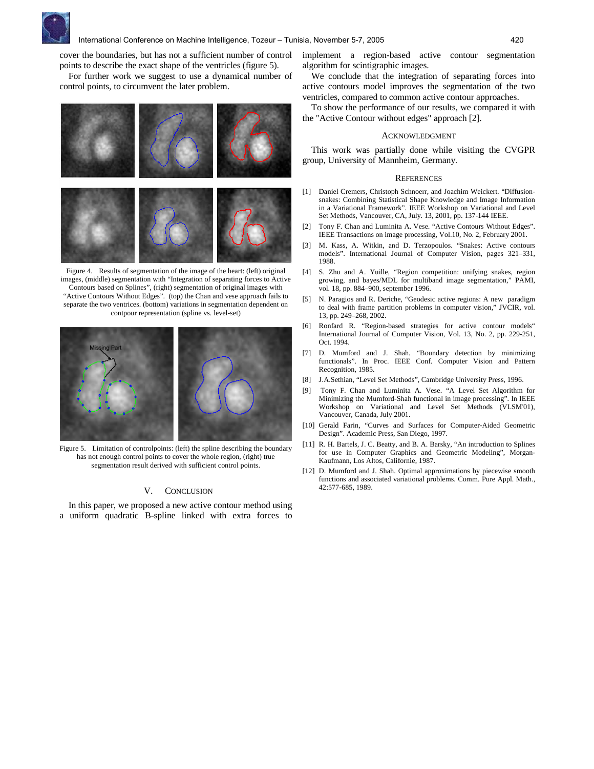cover the boundaries, but has not a sufficient number of control points to describe the exact shape of the ventricles (figure 5).

For further work we suggest to use a dynamical number of control points, to circumvent the later problem.

Figure 4. Results of segmentation of the image of the heart: (left) original images, (middle) segmentation with "Integration of separating forces to Active Contours based on Splines", (right) segmentation of original images with "Active Contours Without Edges". (top) the Chan and vese approach fails to separate the two ventrices. (bottom) variations in segmentation dependent on contpour representation (spline vs. level-set)

Missing Part

Figure 5. Limitation of controlpoints: (left) the spline describing the boundary has not enough control points to cover the whole region, (right) true segmentation result derived with sufficient control points.

## V. Conclusion

In this paper, we proposed a new active contour method using a uniform quadratic B-spline linked with extra forces to implement a region-based active contour segmentation algorithm for scintigraphic images.

We conclude that the integration of separating forces into active contours model improves the segmentation of the two ventricles, compared to common active contour approaches.

To show the performance of our results, we compared it with the "Active Contour without edges" approach [2].

## Acknowledgment

This work was partially done while visiting the CVGPR group, University of Mannheim, Germany.

## References

[1] Daniel Cremers, Christoph Schnoerr, and Joachim Weickert. "Diffusion-snakes: Combining Statistical Shape Knowledge and Image Information in a Variational Framework". IEEE Workshop on Variational and Level Set Methods, Vancouver, CA, July. 13, 2001, pp. 137-144 IEEE.

[2] Tony F. Chan and Luminita A. Vese. "Active Contours Without Edges". IEEE Transactions on image processing, Vol.10, No. 2, February 2001.

[3] M. Kass, A. Witkin, and D. Terzopoulos. "Snakes: Active contours models". International Journal of Computer Vision, pages 321–331, 1988.

[4] S. Zhu and A. Yuille, "Region competition: unifying snakes, region growing, and bayes/MDL for multiband image segmentation," PAMI, vol. 18, pp. 884–900, september 1996.

[5] N. Paragios and R. Deriche, "Geodesic active regions: A new paradigm to deal with frame partition problems in computer vision," JVCIR, vol. 13, pp. 249–268, 2002.

[6] Ronfard R. "Region-based strategies for active contour models" International Journal of Computer Vision, Vol. 13, No. 2, pp. 229-251, Oct. 1994.

[7] D. Mumford and J. Shah. "Boundary detection by minimizing functionals". In Proc. IEEE Conf. Computer Vision and Pattern Recognition, 1985.

[8] J.A.Sethian, "Level Set Methods", Cambridge University Press, 1996.

[9] Tony F. Chan and Luminita A. Vese. "A Level Set Algorithm for Minimizing the Mumford-Shah functional in image processing". In IEEE Workshop on Variational and Level Set Methods (VLSM'01), Vancouver, Canada, July 2001.

[10] Gerald Farin, "Curves and Surfaces for Computer-Aided Geometric Design". Academic Press, San Diego, 1997.

[11] R. H. Bartels, J. C. Beatty, and B. A. Barsky, "An introduction to Splines for use in Computer Graphics and Geometric Modeling", Morgan-Kaufmann, Los Altos, Californie, 1987.

[12] D. Mumford and J. Shah. Optimal approximations by piecewise smooth functions and associated variational problems. Comm. Pure Appl. Math., 42:577-685, 1989.